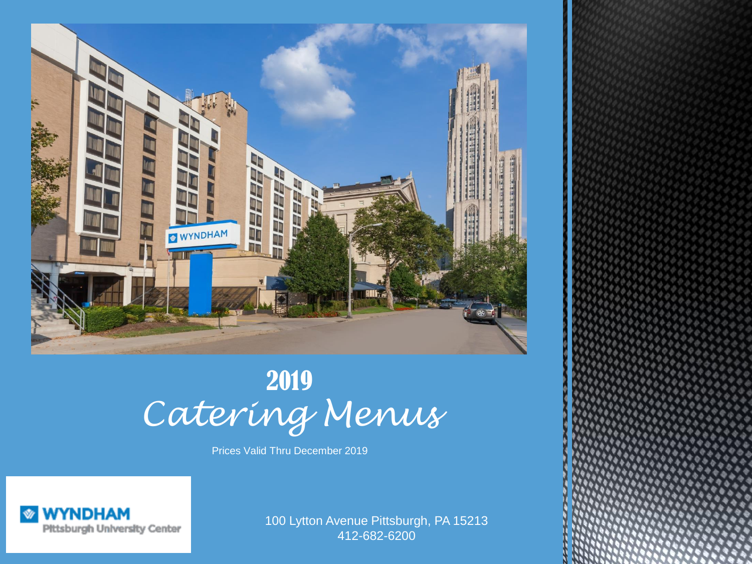# 2019
# *Catering Menus*

Prices Valid Thru December 2019

**WYNDHAM**
Pittsburgh University Center

100 Lytton Avenue Pittsburgh, PA 15213
412-682-6200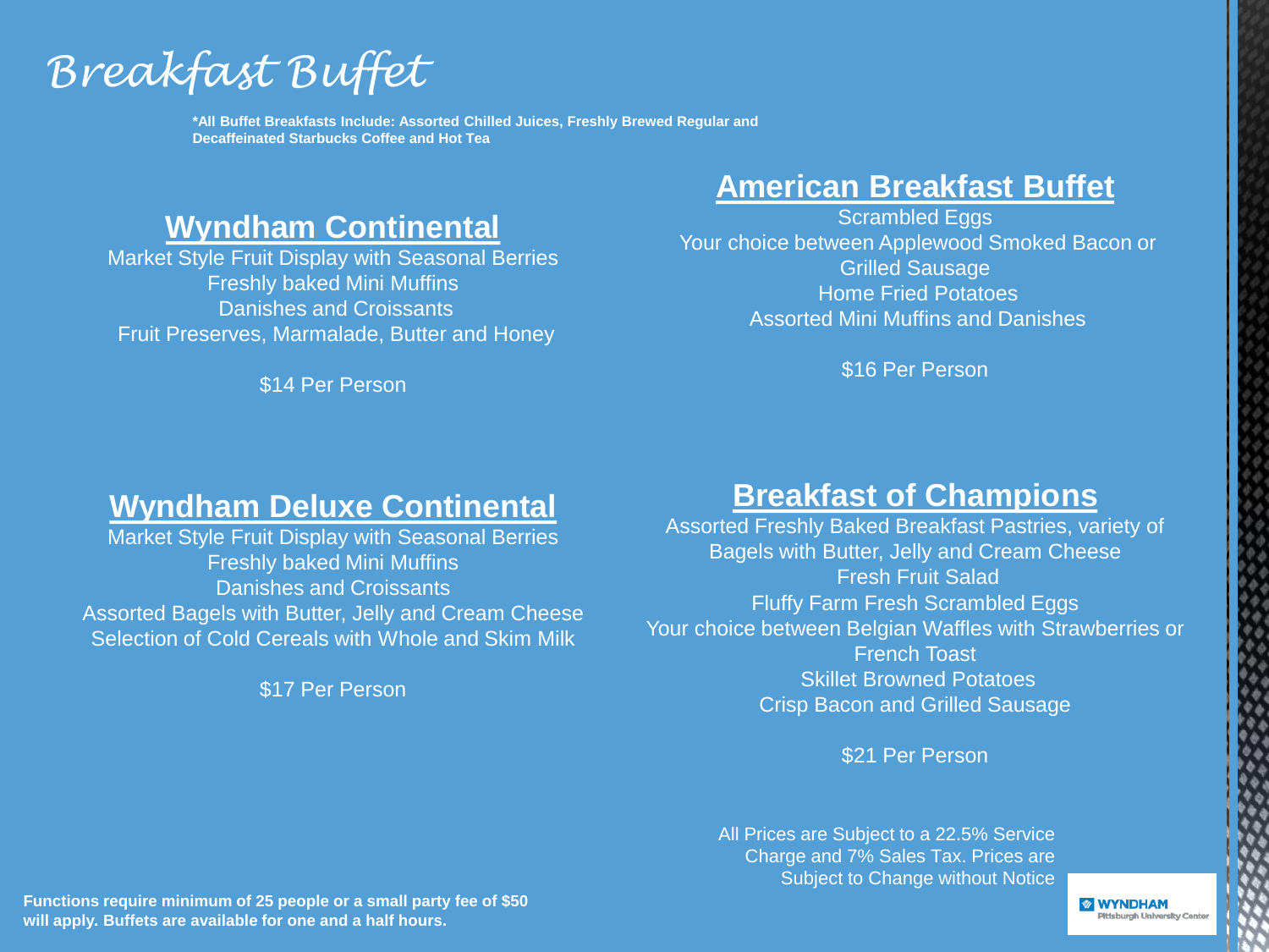# Breakfast Buffet

**\*All Buffet Breakfasts Include: Assorted Chilled Juices, Freshly Brewed Regular and Decaffeinated Starbucks Coffee and Hot Tea**

## Wyndham Continental

Market Style Fruit Display with Seasonal Berries
Freshly baked Mini Muffins
Danishes and Croissants
Fruit Preserves, Marmalade, Butter and Honey

$14 Per Person

## American Breakfast Buffet

Scrambled Eggs
Your choice between Applewood Smoked Bacon or Grilled Sausage
Home Fried Potatoes
Assorted Mini Muffins and Danishes

$16 Per Person

## Wyndham Deluxe Continental

Market Style Fruit Display with Seasonal Berries
Freshly baked Mini Muffins
Danishes and Croissants
Assorted Bagels with Butter, Jelly and Cream Cheese
Selection of Cold Cereals with Whole and Skim Milk

$17 Per Person

## Breakfast of Champions

Assorted Freshly Baked Breakfast Pastries, variety of Bagels with Butter, Jelly and Cream Cheese
Fresh Fruit Salad
Fluffy Farm Fresh Scrambled Eggs
Your choice between Belgian Waffles with Strawberries or French Toast
Skillet Browned Potatoes
Crisp Bacon and Grilled Sausage

$21 Per Person

All Prices are Subject to a 22.5% Service Charge and 7% Sales Tax. Prices are Subject to Change without Notice

**Functions require minimum of 25 people or a small party fee of $50 will apply. Buffets are available for one and a half hours.**

WYNDHAM
Pittsburgh University Center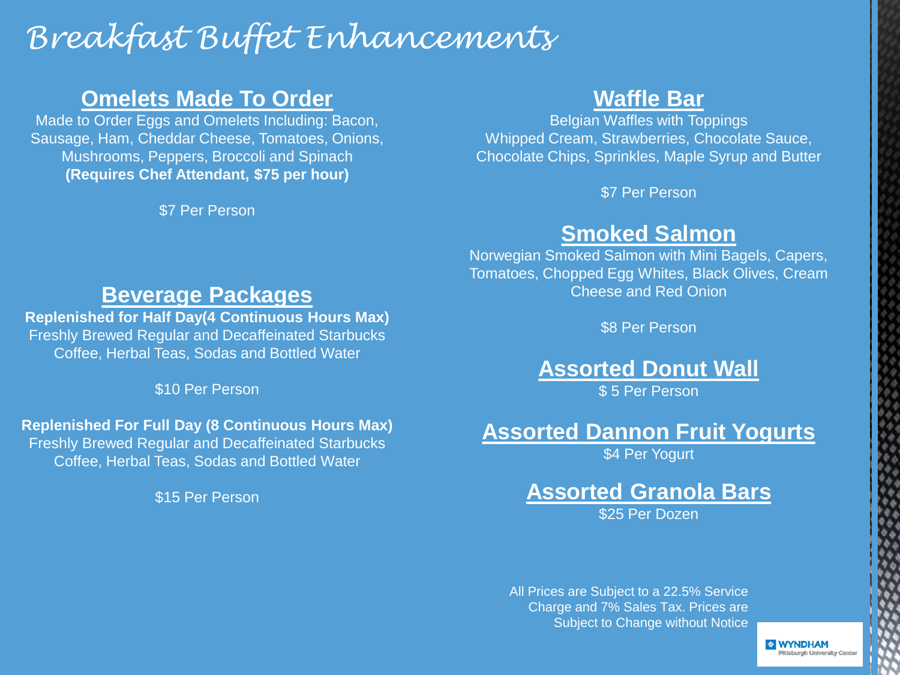# Breakfast Buffet Enhancements

## Omelets Made To Order

Made to Order Eggs and Omelets Including: Bacon, Sausage, Ham, Cheddar Cheese, Tomatoes, Onions, Mushrooms, Peppers, Broccoli and Spinach
**(Requires Chef Attendant, $75 per hour)**

$7 Per Person

## Beverage Packages

**Replenished for Half Day(4 Continuous Hours Max)**
Freshly Brewed Regular and Decaffeinated Starbucks Coffee, Herbal Teas, Sodas and Bottled Water

$10 Per Person

**Replenished For Full Day (8 Continuous Hours Max)**
Freshly Brewed Regular and Decaffeinated Starbucks Coffee, Herbal Teas, Sodas and Bottled Water

$15 Per Person

## Waffle Bar

Belgian Waffles with Toppings
Whipped Cream, Strawberries, Chocolate Sauce, Chocolate Chips, Sprinkles, Maple Syrup and Butter

$7 Per Person

## Smoked Salmon

Norwegian Smoked Salmon with Mini Bagels, Capers, Tomatoes, Chopped Egg Whites, Black Olives, Cream Cheese and Red Onion

$8 Per Person

## Assorted Donut Wall

$ 5 Per Person

## Assorted Dannon Fruit Yogurts

$4 Per Yogurt

## Assorted Granola Bars

$25 Per Dozen

All Prices are Subject to a 22.5% Service Charge and 7% Sales Tax. Prices are Subject to Change without Notice

WYNDHAM
Pittsburgh University Center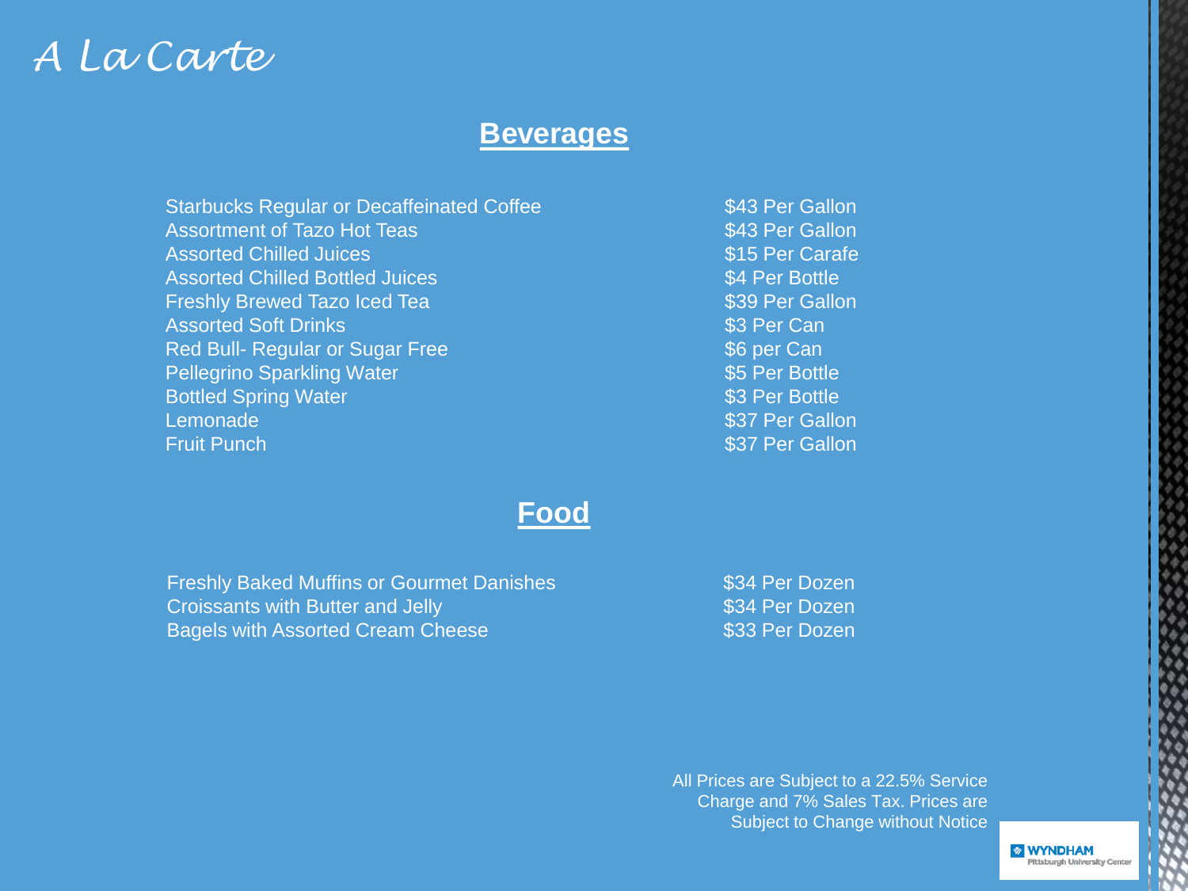# A La Carte

## Beverages

| Item | Price |
|---|---|
| Starbucks Regular or Decaffeinated Coffee | $43 Per Gallon |
| Assortment of Tazo Hot Teas | $43 Per Gallon |
| Assorted Chilled Juices | $15 Per Carafe |
| Assorted Chilled Bottled Juices | $4 Per Bottle |
| Freshly Brewed Tazo Iced Tea | $39 Per Gallon |
| Assorted Soft Drinks | $3 Per Can |
| Red Bull- Regular or Sugar Free | $6 per Can |
| Pellegrino Sparkling Water | $5 Per Bottle |
| Bottled Spring Water | $3 Per Bottle |
| Lemonade | $37 Per Gallon |
| Fruit Punch | $37 Per Gallon |

## Food

| Item | Price |
|---|---|
| Freshly Baked Muffins or Gourmet Danishes | $34 Per Dozen |
| Croissants with Butter and Jelly | $34 Per Dozen |
| Bagels with Assorted Cream Cheese | $33 Per Dozen |

All Prices are Subject to a 22.5% Service Charge and 7% Sales Tax. Prices are Subject to Change without Notice

WYNDHAM Pittsburgh University Center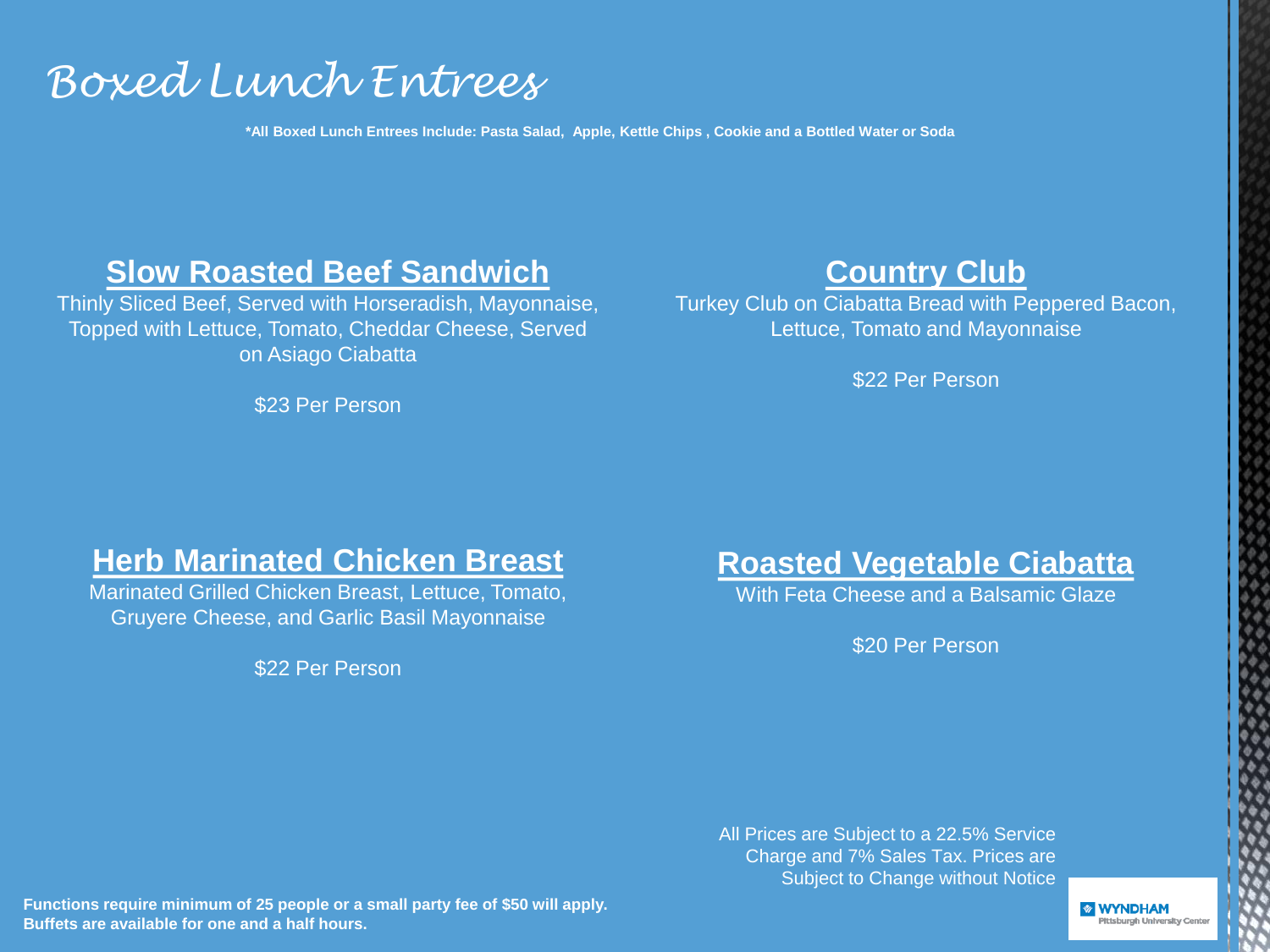# Boxed Lunch Entrees

**\*All Boxed Lunch Entrees Include: Pasta Salad, Apple, Kettle Chips , Cookie and a Bottled Water or Soda**

## Slow Roasted Beef Sandwich

Thinly Sliced Beef, Served with Horseradish, Mayonnaise, Topped with Lettuce, Tomato, Cheddar Cheese, Served on Asiago Ciabatta

$23 Per Person

## Country Club

Turkey Club on Ciabatta Bread with Peppered Bacon, Lettuce, Tomato and Mayonnaise

$22 Per Person

## Herb Marinated Chicken Breast

Marinated Grilled Chicken Breast, Lettuce, Tomato, Gruyere Cheese, and Garlic Basil Mayonnaise

$22 Per Person

## Roasted Vegetable Ciabatta

With Feta Cheese and a Balsamic Glaze

$20 Per Person

All Prices are Subject to a 22.5% Service Charge and 7% Sales Tax. Prices are Subject to Change without Notice

**Functions require minimum of 25 people or a small party fee of $50 will apply.**
**Buffets are available for one and a half hours.**

WYNDHAM Pittsburgh University Center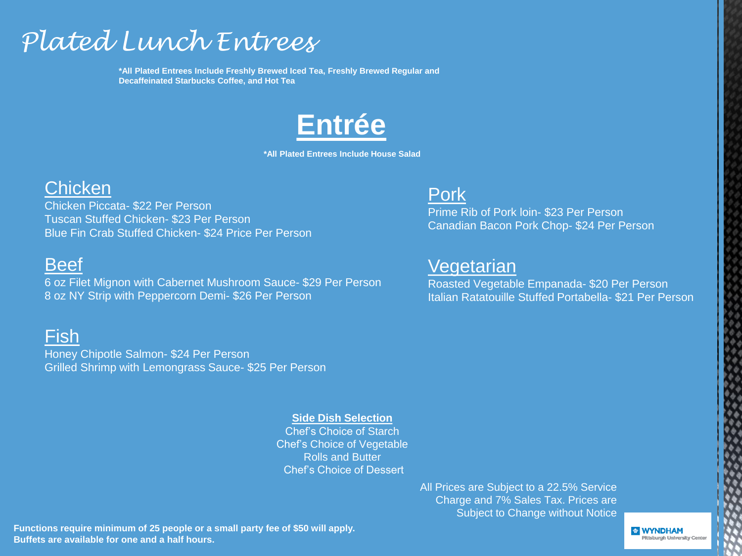# Plated Lunch Entrees

**\*All Plated Entrees Include Freshly Brewed Iced Tea, Freshly Brewed Regular and Decaffeinated Starbucks Coffee, and Hot Tea**

## Entrée

**\*All Plated Entrees Include House Salad**

### Chicken

Chicken Piccata- $22 Per Person
Tuscan Stuffed Chicken- $23 Per Person
Blue Fin Crab Stuffed Chicken- $24 Price Per Person

### Beef

6 oz Filet Mignon with Cabernet Mushroom Sauce- $29 Per Person
8 oz NY Strip with Peppercorn Demi- $26 Per Person

### Fish

Honey Chipotle Salmon- $24 Per Person
Grilled Shrimp with Lemongrass Sauce- $25 Per Person

### Pork

Prime Rib of Pork loin- $23 Per Person
Canadian Bacon Pork Chop- $24 Per Person

### Vegetarian

Roasted Vegetable Empanada- $20 Per Person
Italian Ratatouille Stuffed Portabella- $21 Per Person

**Side Dish Selection**

Chef's Choice of Starch
Chef's Choice of Vegetable
Rolls and Butter
Chef's Choice of Dessert

All Prices are Subject to a 22.5% Service Charge and 7% Sales Tax. Prices are Subject to Change without Notice

**Functions require minimum of 25 people or a small party fee of $50 will apply.**
**Buffets are available for one and a half hours.**

WYNDHAM Pittsburgh University Center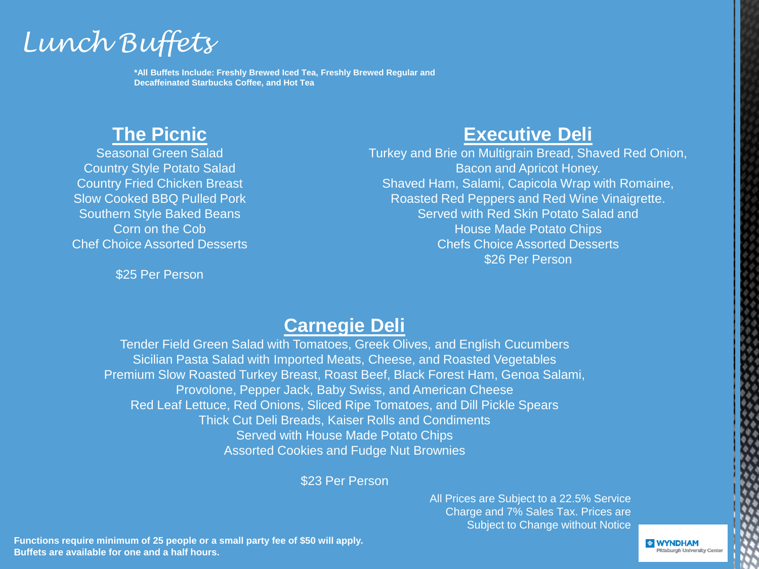# Lunch Buffets

***All Buffets Include: Freshly Brewed Iced Tea, Freshly Brewed Regular and Decaffeinated Starbucks Coffee, and Hot Tea**

## The Picnic

Seasonal Green Salad
Country Style Potato Salad
Country Fried Chicken Breast
Slow Cooked BBQ Pulled Pork
Southern Style Baked Beans
Corn on the Cob
Chef Choice Assorted Desserts

$25 Per Person

## Executive Deli

Turkey and Brie on Multigrain Bread, Shaved Red Onion, Bacon and Apricot Honey.
Shaved Ham, Salami, Capicola Wrap with Romaine, Roasted Red Peppers and Red Wine Vinaigrette.
Served with Red Skin Potato Salad and House Made Potato Chips
Chefs Choice Assorted Desserts
$26 Per Person

## Carnegie Deli

Tender Field Green Salad with Tomatoes, Greek Olives, and English Cucumbers
Sicilian Pasta Salad with Imported Meats, Cheese, and Roasted Vegetables
Premium Slow Roasted Turkey Breast, Roast Beef, Black Forest Ham, Genoa Salami, Provolone, Pepper Jack, Baby Swiss, and American Cheese
Red Leaf Lettuce, Red Onions, Sliced Ripe Tomatoes, and Dill Pickle Spears
Thick Cut Deli Breads, Kaiser Rolls and Condiments
Served with House Made Potato Chips
Assorted Cookies and Fudge Nut Brownies

$23 Per Person

All Prices are Subject to a 22.5% Service Charge and 7% Sales Tax. Prices are Subject to Change without Notice

**Functions require minimum of 25 people or a small party fee of $50 will apply.**
**Buffets are available for one and a half hours.**

WYNDHAM Pittsburgh University Center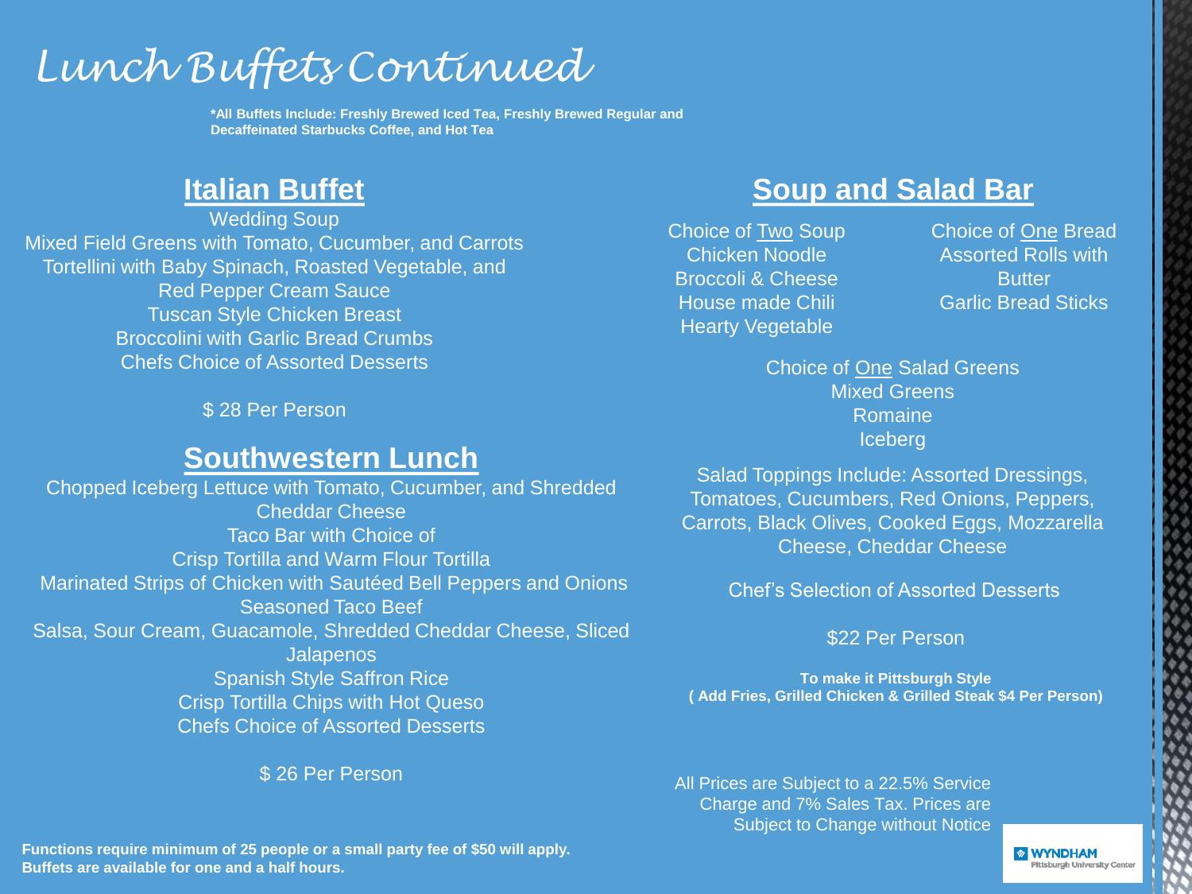# Lunch Buffets Continued

**\*All Buffets Include: Freshly Brewed Iced Tea, Freshly Brewed Regular and Decaffeinated Starbucks Coffee, and Hot Tea**

## Italian Buffet

Wedding Soup
Mixed Field Greens with Tomato, Cucumber, and Carrots
Tortellini with Baby Spinach, Roasted Vegetable, and Red Pepper Cream Sauce
Tuscan Style Chicken Breast
Broccolini with Garlic Bread Crumbs
Chefs Choice of Assorted Desserts

$ 28 Per Person

## Southwestern Lunch

Chopped Iceberg Lettuce with Tomato, Cucumber, and Shredded Cheddar Cheese
Taco Bar with Choice of
Crisp Tortilla and Warm Flour Tortilla
Marinated Strips of Chicken with Sautéed Bell Peppers and Onions
Seasoned Taco Beef
Salsa, Sour Cream, Guacamole, Shredded Cheddar Cheese, Sliced Jalapenos
Spanish Style Saffron Rice
Crisp Tortilla Chips with Hot Queso
Chefs Choice of Assorted Desserts

$ 26 Per Person

## Soup and Salad Bar

Choice of Two Soup
Chicken Noodle
Broccoli & Cheese
House made Chili
Hearty Vegetable

Choice of One Bread
Assorted Rolls with Butter
Garlic Bread Sticks

Choice of One Salad Greens
Mixed Greens
Romaine
Iceberg

Salad Toppings Include: Assorted Dressings, Tomatoes, Cucumbers, Red Onions, Peppers, Carrots, Black Olives, Cooked Eggs, Mozzarella Cheese, Cheddar Cheese

Chef's Selection of Assorted Desserts

$22 Per Person

**To make it Pittsburgh Style**
**( Add Fries, Grilled Chicken & Grilled Steak $4 Per Person)**

All Prices are Subject to a 22.5% Service Charge and 7% Sales Tax. Prices are Subject to Change without Notice

**Functions require minimum of 25 people or a small party fee of $50 will apply.**
**Buffets are available for one and a half hours.**

WYNDHAM Pittsburgh University Center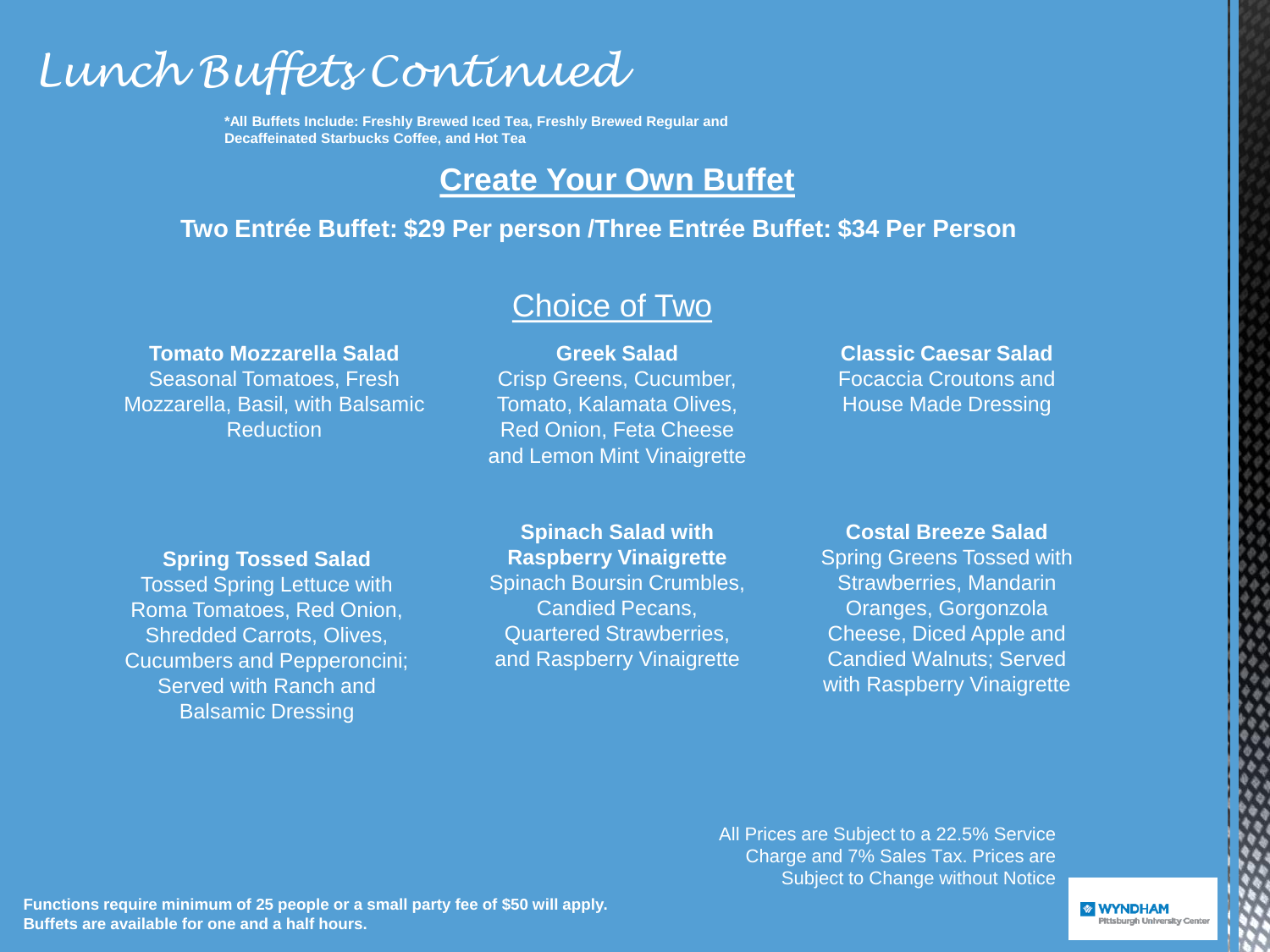# Lunch Buffets Continued

***All Buffets Include: Freshly Brewed Iced Tea, Freshly Brewed Regular and Decaffeinated Starbucks Coffee, and Hot Tea**

## Create Your Own Buffet

**Two Entrée Buffet: $29 Per person /Three Entrée Buffet: $34 Per Person**

### Choice of Two

**Tomato Mozzarella Salad**
Seasonal Tomatoes, Fresh Mozzarella, Basil, with Balsamic Reduction

**Greek Salad**
Crisp Greens, Cucumber, Tomato, Kalamata Olives, Red Onion, Feta Cheese and Lemon Mint Vinaigrette

**Classic Caesar Salad**
Focaccia Croutons and House Made Dressing

**Spring Tossed Salad**
Tossed Spring Lettuce with Roma Tomatoes, Red Onion, Shredded Carrots, Olives, Cucumbers and Pepperoncini; Served with Ranch and Balsamic Dressing

**Spinach Salad with Raspberry Vinaigrette**
Spinach Boursin Crumbles, Candied Pecans, Quartered Strawberries, and Raspberry Vinaigrette

**Costal Breeze Salad**
Spring Greens Tossed with Strawberries, Mandarin Oranges, Gorgonzola Cheese, Diced Apple and Candied Walnuts; Served with Raspberry Vinaigrette

All Prices are Subject to a 22.5% Service Charge and 7% Sales Tax. Prices are Subject to Change without Notice

**Functions require minimum of 25 people or a small party fee of $50 will apply. Buffets are available for one and a half hours.**

WYNDHAM Pittsburgh University Center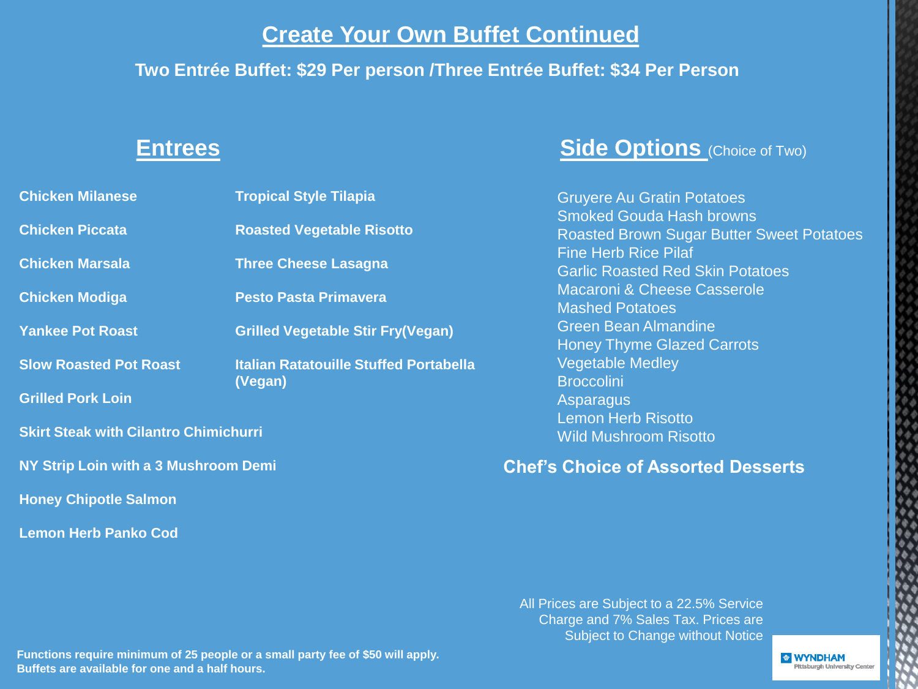# Create Your Own Buffet Continued

**Two Entrée Buffet: $29 Per person /Three Entrée Buffet: $34 Per Person**

## Entrees

**Chicken Milanese**

**Chicken Piccata**

**Chicken Marsala**

**Chicken Modiga**

**Yankee Pot Roast**

**Slow Roasted Pot Roast**

**Grilled Pork Loin**

**Skirt Steak with Cilantro Chimichurri**

**NY Strip Loin with a 3 Mushroom Demi**

**Honey Chipotle Salmon**

**Lemon Herb Panko Cod**

**Tropical Style Tilapia**

**Roasted Vegetable Risotto**

**Three Cheese Lasagna**

**Pesto Pasta Primavera**

**Grilled Vegetable Stir Fry(Vegan)**

**Italian Ratatouille Stuffed Portabella (Vegan)**

## Side Options (Choice of Two)

Gruyere Au Gratin Potatoes
Smoked Gouda Hash browns
Roasted Brown Sugar Butter Sweet Potatoes
Fine Herb Rice Pilaf
Garlic Roasted Red Skin Potatoes
Macaroni & Cheese Casserole
Mashed Potatoes
Green Bean Almandine
Honey Thyme Glazed Carrots
Vegetable Medley
Broccolini
Asparagus
Lemon Herb Risotto
Wild Mushroom Risotto

**Chef's Choice of Assorted Desserts**

All Prices are Subject to a 22.5% Service Charge and 7% Sales Tax. Prices are Subject to Change without Notice

**Functions require minimum of 25 people or a small party fee of $50 will apply.**
**Buffets are available for one and a half hours.**

WYNDHAM Pittsburgh University Center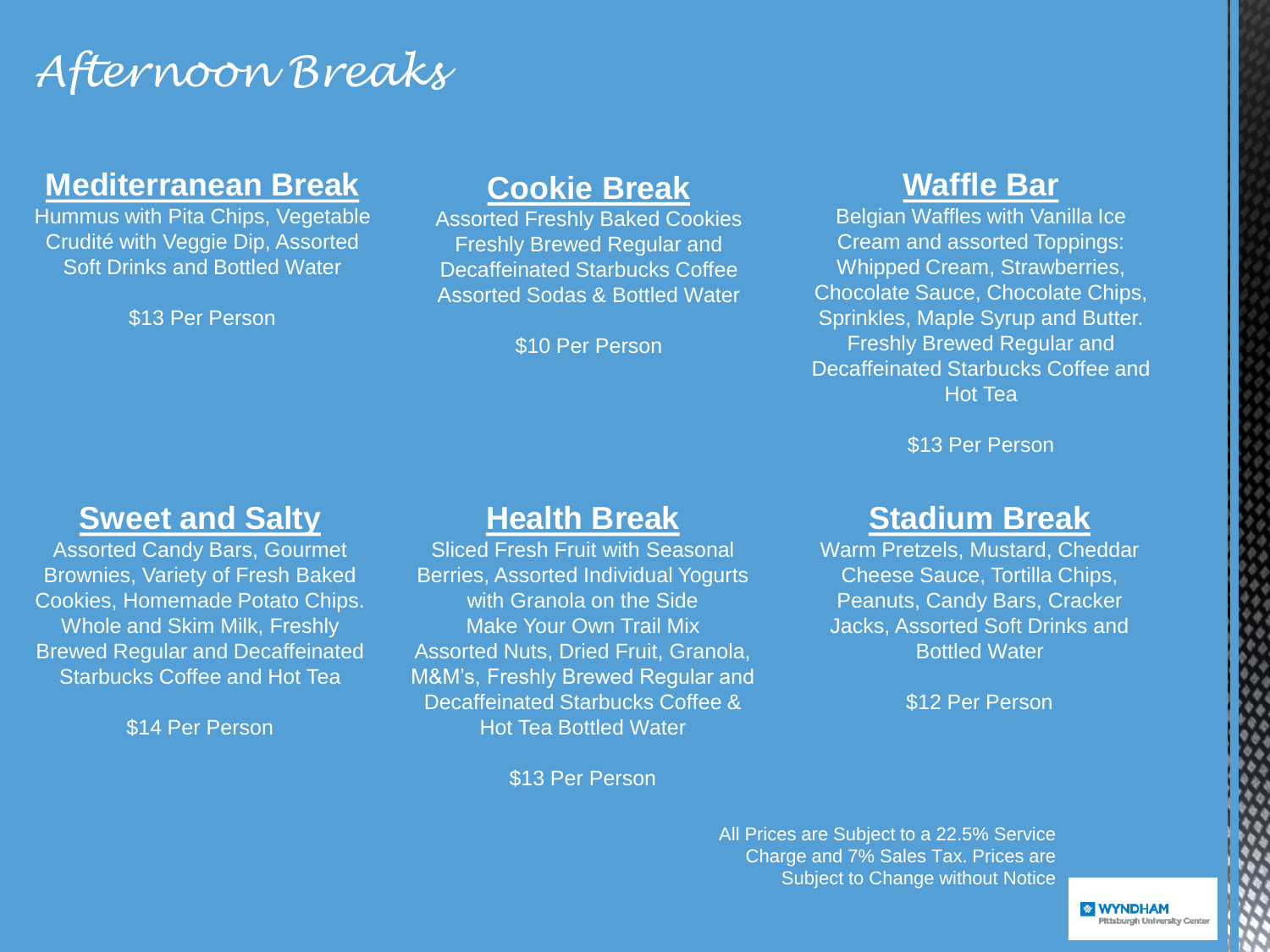# Afternoon Breaks

## Mediterranean Break

Hummus with Pita Chips, Vegetable Crudité with Veggie Dip, Assorted Soft Drinks and Bottled Water

$13 Per Person

## Cookie Break

Assorted Freshly Baked Cookies
Freshly Brewed Regular and Decaffeinated Starbucks Coffee
Assorted Sodas & Bottled Water

$10 Per Person

## Waffle Bar

Belgian Waffles with Vanilla Ice Cream and assorted Toppings: Whipped Cream, Strawberries, Chocolate Sauce, Chocolate Chips, Sprinkles, Maple Syrup and Butter.
Freshly Brewed Regular and Decaffeinated Starbucks Coffee and Hot Tea

$13 Per Person

## Sweet and Salty

Assorted Candy Bars, Gourmet Brownies, Variety of Fresh Baked Cookies, Homemade Potato Chips.
Whole and Skim Milk, Freshly Brewed Regular and Decaffeinated Starbucks Coffee and Hot Tea

$14 Per Person

## Health Break

Sliced Fresh Fruit with Seasonal Berries, Assorted Individual Yogurts with Granola on the Side
Make Your Own Trail Mix
Assorted Nuts, Dried Fruit, Granola, M&M's, Freshly Brewed Regular and Decaffeinated Starbucks Coffee & Hot Tea Bottled Water

$13 Per Person

## Stadium Break

Warm Pretzels, Mustard, Cheddar Cheese Sauce, Tortilla Chips, Peanuts, Candy Bars, Cracker Jacks, Assorted Soft Drinks and Bottled Water

$12 Per Person

All Prices are Subject to a 22.5% Service Charge and 7% Sales Tax. Prices are Subject to Change without Notice

WYNDHAM Pittsburgh University Center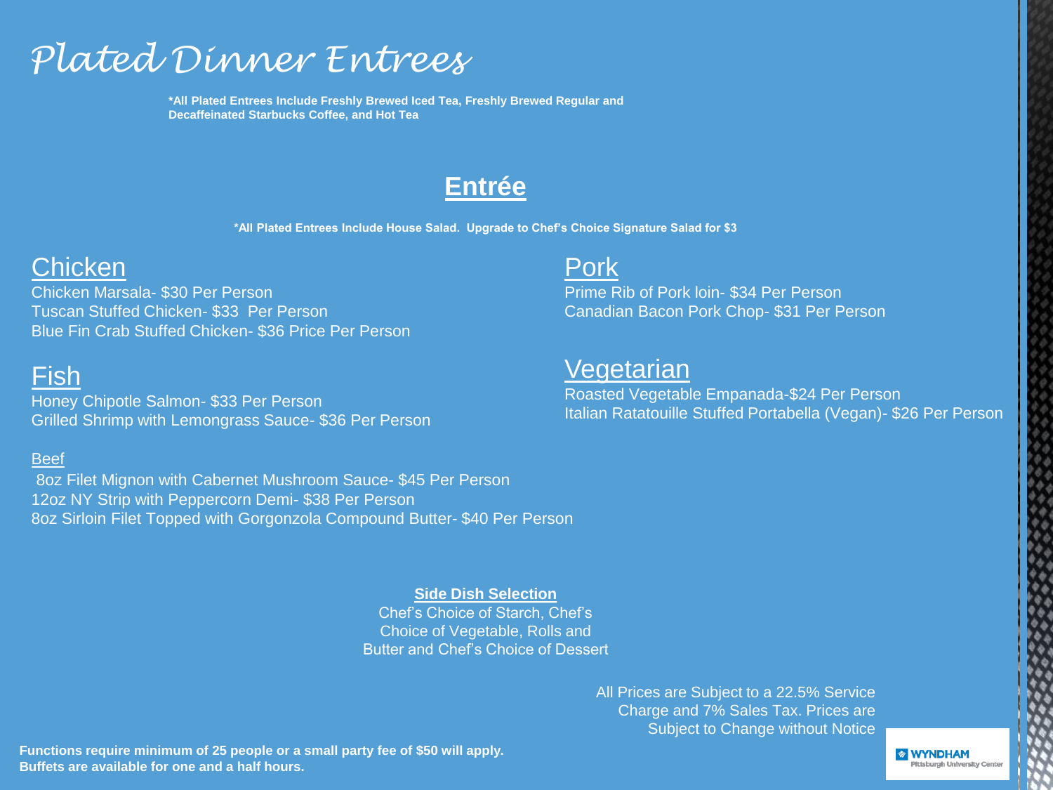# Plated Dinner Entrees

**\*All Plated Entrees Include Freshly Brewed Iced Tea, Freshly Brewed Regular and Decaffeinated Starbucks Coffee, and Hot Tea**

## Entrée

**\*All Plated Entrees Include House Salad. Upgrade to Chef's Choice Signature Salad for $3**

### Chicken

Chicken Marsala- $30 Per Person
Tuscan Stuffed Chicken- $33 Per Person
Blue Fin Crab Stuffed Chicken- $36 Price Per Person

### Fish

Honey Chipotle Salmon- $33 Per Person
Grilled Shrimp with Lemongrass Sauce- $36 Per Person

### Beef

8oz Filet Mignon with Cabernet Mushroom Sauce- $45 Per Person
12oz NY Strip with Peppercorn Demi- $38 Per Person
8oz Sirloin Filet Topped with Gorgonzola Compound Butter- $40 Per Person

### Pork

Prime Rib of Pork loin- $34 Per Person
Canadian Bacon Pork Chop- $31 Per Person

### Vegetarian

Roasted Vegetable Empanada-$24 Per Person
Italian Ratatouille Stuffed Portabella (Vegan)- $26 Per Person

**Side Dish Selection**

Chef's Choice of Starch, Chef's Choice of Vegetable, Rolls and Butter and Chef's Choice of Dessert

All Prices are Subject to a 22.5% Service Charge and 7% Sales Tax. Prices are Subject to Change without Notice

**Functions require minimum of 25 people or a small party fee of $50 will apply.**
**Buffets are available for one and a half hours.**

WYNDHAM Pittsburgh University Center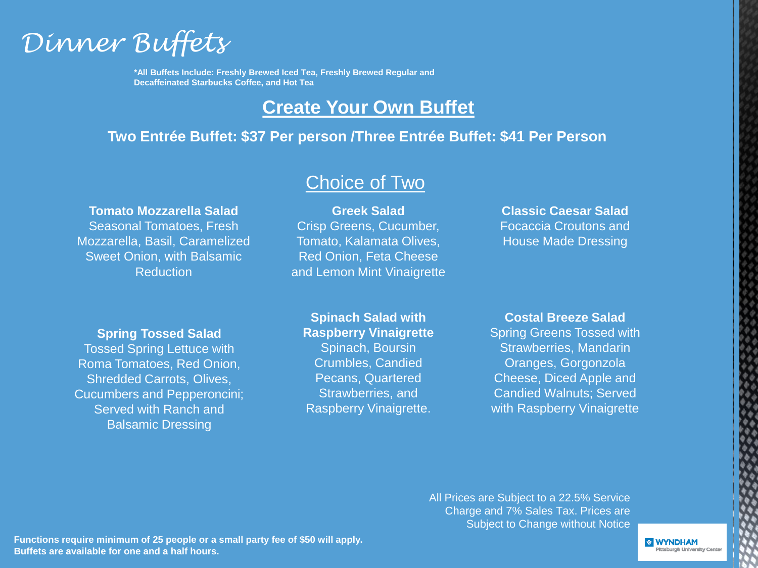# Dinner Buffets

***All Buffets Include: Freshly Brewed Iced Tea, Freshly Brewed Regular and Decaffeinated Starbucks Coffee, and Hot Tea**

## Create Your Own Buffet

**Two Entrée Buffet: $37 Per person /Three Entrée Buffet: $41 Per Person**

### Choice of Two

**Tomato Mozzarella Salad**
Seasonal Tomatoes, Fresh Mozzarella, Basil, Caramelized Sweet Onion, with Balsamic Reduction

**Greek Salad**
Crisp Greens, Cucumber, Tomato, Kalamata Olives, Red Onion, Feta Cheese and Lemon Mint Vinaigrette

**Classic Caesar Salad**
Focaccia Croutons and House Made Dressing

**Spring Tossed Salad**
Tossed Spring Lettuce with Roma Tomatoes, Red Onion, Shredded Carrots, Olives, Cucumbers and Pepperoncini; Served with Ranch and Balsamic Dressing

**Spinach Salad with Raspberry Vinaigrette**
Spinach, Boursin Crumbles, Candied Pecans, Quartered Strawberries, and Raspberry Vinaigrette.

**Costal Breeze Salad**
Spring Greens Tossed with Strawberries, Mandarin Oranges, Gorgonzola Cheese, Diced Apple and Candied Walnuts; Served with Raspberry Vinaigrette

All Prices are Subject to a 22.5% Service Charge and 7% Sales Tax. Prices are Subject to Change without Notice

**Functions require minimum of 25 people or a small party fee of $50 will apply.**
**Buffets are available for one and a half hours.**

WYNDHAM Pittsburgh University Center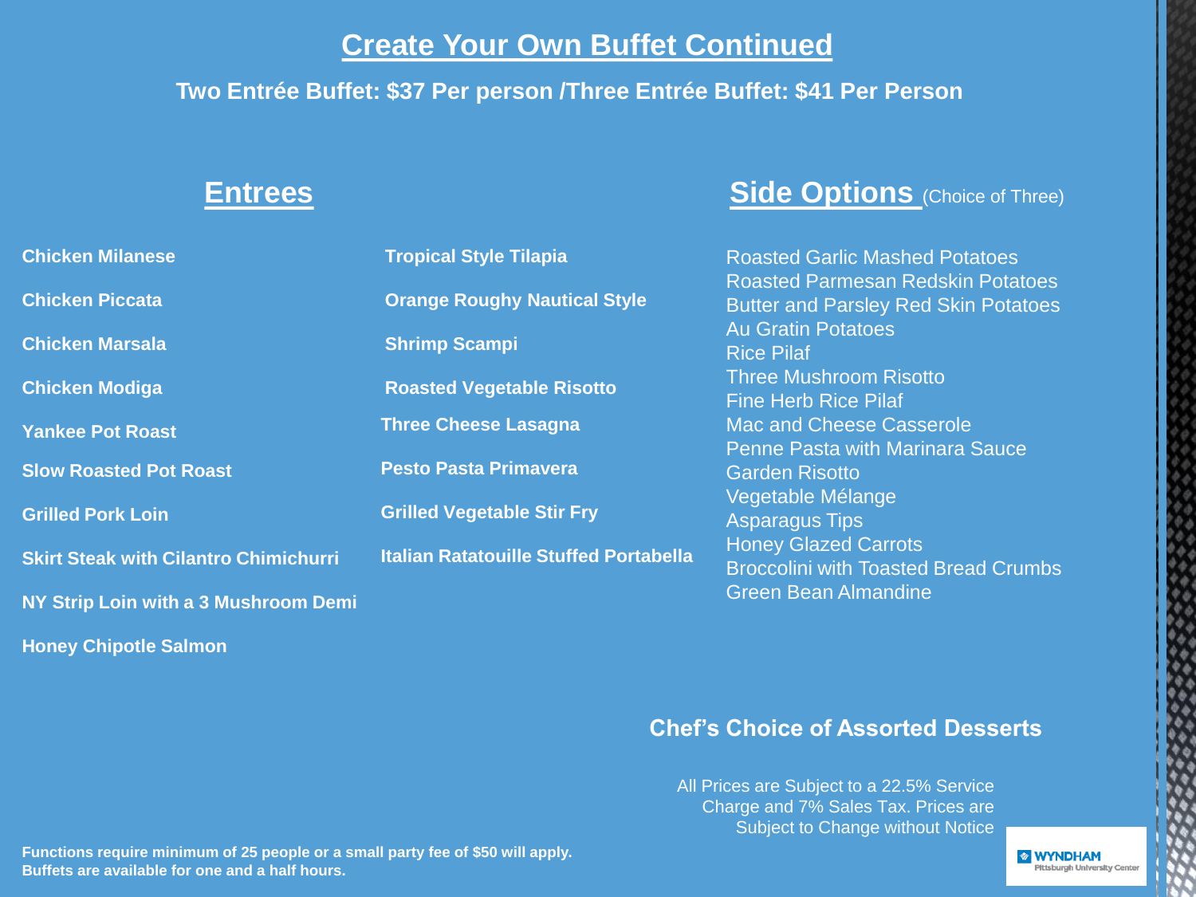# Create Your Own Buffet Continued

**Two Entrée Buffet: $37 Per person /Three Entrée Buffet: $41 Per Person**

## Entrees

**Chicken Milanese**

**Chicken Piccata**

**Chicken Marsala**

**Chicken Modiga**

**Yankee Pot Roast**

**Slow Roasted Pot Roast**

**Grilled Pork Loin**

**Skirt Steak with Cilantro Chimichurri**

**NY Strip Loin with a 3 Mushroom Demi**

**Honey Chipotle Salmon**

**Tropical Style Tilapia**

**Orange Roughy Nautical Style**

**Shrimp Scampi**

**Roasted Vegetable Risotto**

**Three Cheese Lasagna**

**Pesto Pasta Primavera**

**Grilled Vegetable Stir Fry**

**Italian Ratatouille Stuffed Portabella**

## Side Options (Choice of Three)

Roasted Garlic Mashed Potatoes
Roasted Parmesan Redskin Potatoes
Butter and Parsley Red Skin Potatoes
Au Gratin Potatoes
Rice Pilaf
Three Mushroom Risotto
Fine Herb Rice Pilaf
Mac and Cheese Casserole
Penne Pasta with Marinara Sauce
Garden Risotto
Vegetable Mélange
Asparagus Tips
Honey Glazed Carrots
Broccolini with Toasted Bread Crumbs
Green Bean Almandine

**Chef's Choice of Assorted Desserts**

All Prices are Subject to a 22.5% Service Charge and 7% Sales Tax. Prices are Subject to Change without Notice

**Functions require minimum of 25 people or a small party fee of $50 will apply.**
**Buffets are available for one and a half hours.**

WYNDHAM Pittsburgh University Center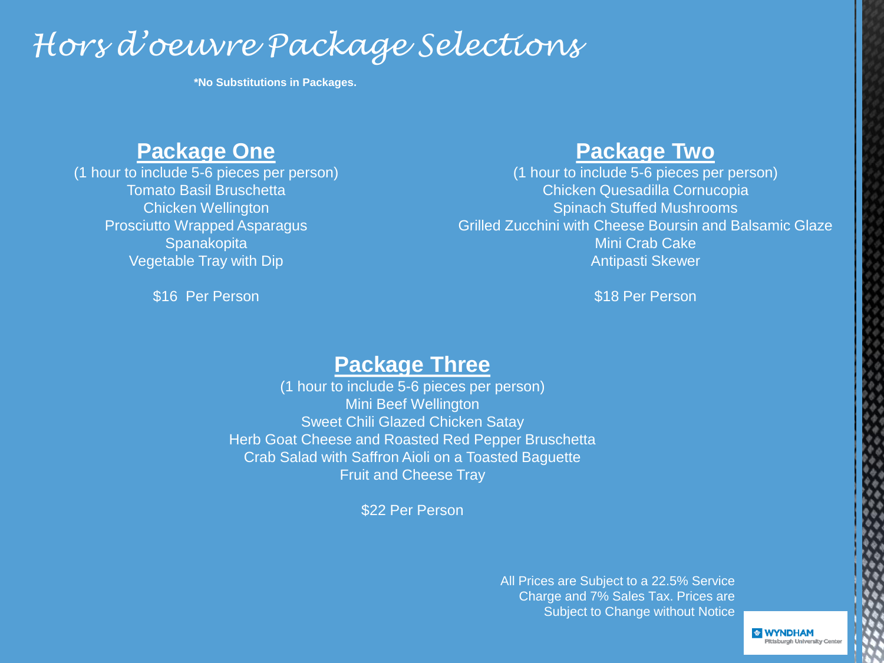# Hors d'oeuvre Package Selections

**\*No Substitutions in Packages.**

## Package One

(1 hour to include 5-6 pieces per person)

Tomato Basil Bruschetta
Chicken Wellington
Prosciutto Wrapped Asparagus
Spanakopita
Vegetable Tray with Dip

$16  Per Person

## Package Two

(1 hour to include 5-6 pieces per person)

Chicken Quesadilla Cornucopia
Spinach Stuffed Mushrooms
Grilled Zucchini with Cheese Boursin and Balsamic Glaze
Mini Crab Cake
Antipasti Skewer

$18 Per Person

## Package Three

(1 hour to include 5-6 pieces per person)

Mini Beef Wellington
Sweet Chili Glazed Chicken Satay
Herb Goat Cheese and Roasted Red Pepper Bruschetta
Crab Salad with Saffron Aioli on a Toasted Baguette
Fruit and Cheese Tray

$22 Per Person

All Prices are Subject to a 22.5% Service Charge and 7% Sales Tax. Prices are Subject to Change without Notice

WYNDHAM
Pittsburgh University Center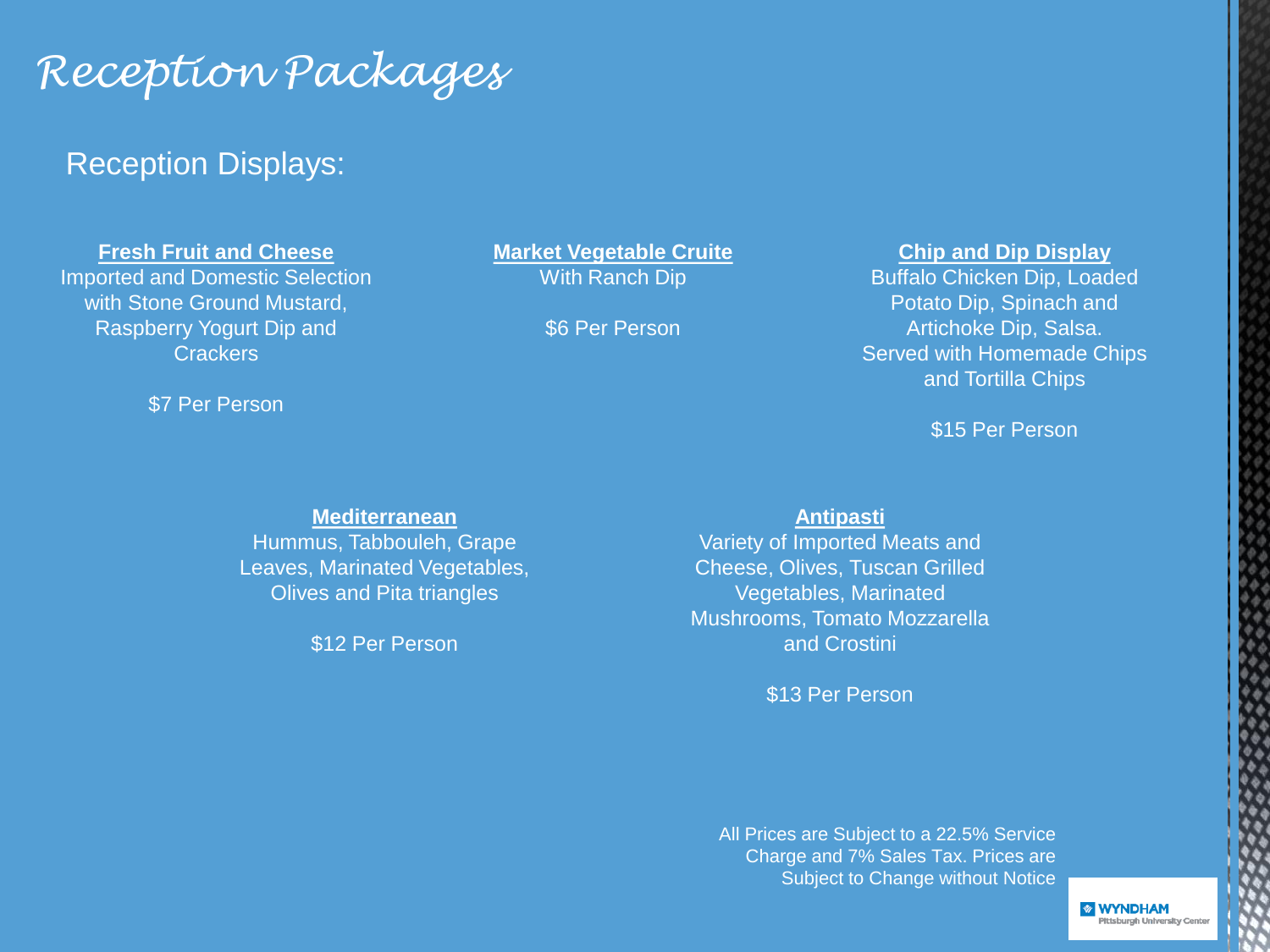# Reception Packages

## Reception Displays:

**Fresh Fruit and Cheese**
Imported and Domestic Selection with Stone Ground Mustard, Raspberry Yogurt Dip and Crackers

$7 Per Person

**Market Vegetable Cruite**
With Ranch Dip

$6 Per Person

**Chip and Dip Display**
Buffalo Chicken Dip, Loaded Potato Dip, Spinach and Artichoke Dip, Salsa. Served with Homemade Chips and Tortilla Chips

$15 Per Person

**Mediterranean**
Hummus, Tabbouleh, Grape Leaves, Marinated Vegetables, Olives and Pita triangles

$12 Per Person

**Antipasti**
Variety of Imported Meats and Cheese, Olives, Tuscan Grilled Vegetables, Marinated Mushrooms, Tomato Mozzarella and Crostini

$13 Per Person

All Prices are Subject to a 22.5% Service Charge and 7% Sales Tax. Prices are Subject to Change without Notice

WYNDHAM Pittsburgh University Center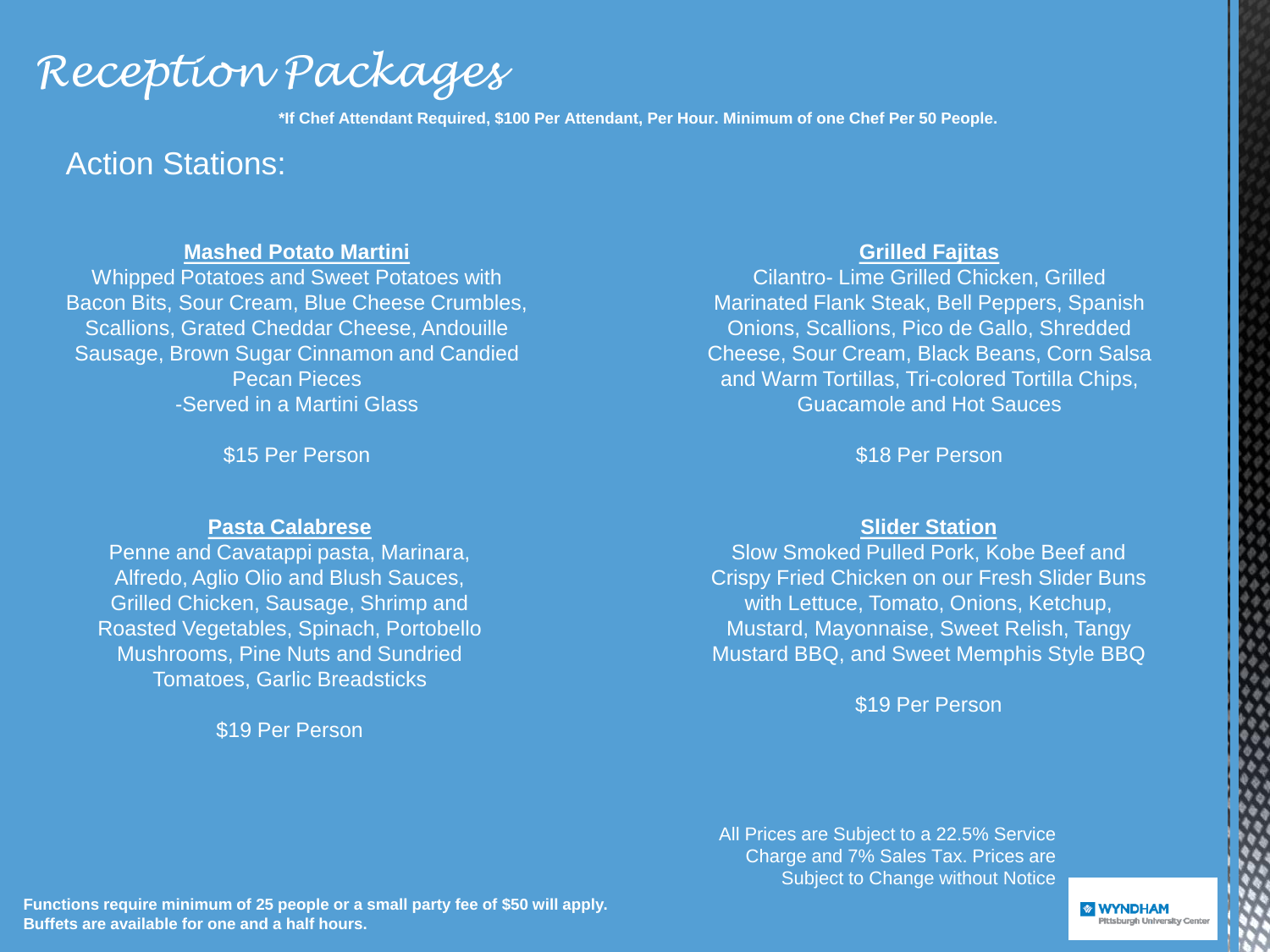# Reception Packages

**\*If Chef Attendant Required, $100 Per Attendant, Per Hour. Minimum of one Chef Per 50 People.**

## Action Stations:

### Mashed Potato Martini

Whipped Potatoes and Sweet Potatoes with Bacon Bits, Sour Cream, Blue Cheese Crumbles, Scallions, Grated Cheddar Cheese, Andouille Sausage, Brown Sugar Cinnamon and Candied Pecan Pieces
-Served in a Martini Glass

$15 Per Person

### Pasta Calabrese

Penne and Cavatappi pasta, Marinara, Alfredo, Aglio Olio and Blush Sauces, Grilled Chicken, Sausage, Shrimp and Roasted Vegetables, Spinach, Portobello Mushrooms, Pine Nuts and Sundried Tomatoes, Garlic Breadsticks

$19 Per Person

### Grilled Fajitas

Cilantro- Lime Grilled Chicken, Grilled Marinated Flank Steak, Bell Peppers, Spanish Onions, Scallions, Pico de Gallo, Shredded Cheese, Sour Cream, Black Beans, Corn Salsa and Warm Tortillas, Tri-colored Tortilla Chips, Guacamole and Hot Sauces

$18 Per Person

### Slider Station

Slow Smoked Pulled Pork, Kobe Beef and Crispy Fried Chicken on our Fresh Slider Buns with Lettuce, Tomato, Onions, Ketchup, Mustard, Mayonnaise, Sweet Relish, Tangy Mustard BBQ, and Sweet Memphis Style BBQ

$19 Per Person

All Prices are Subject to a 22.5% Service Charge and 7% Sales Tax. Prices are Subject to Change without Notice

**Functions require minimum of 25 people or a small party fee of $50 will apply.**
**Buffets are available for one and a half hours.**

WYNDHAM Pittsburgh University Center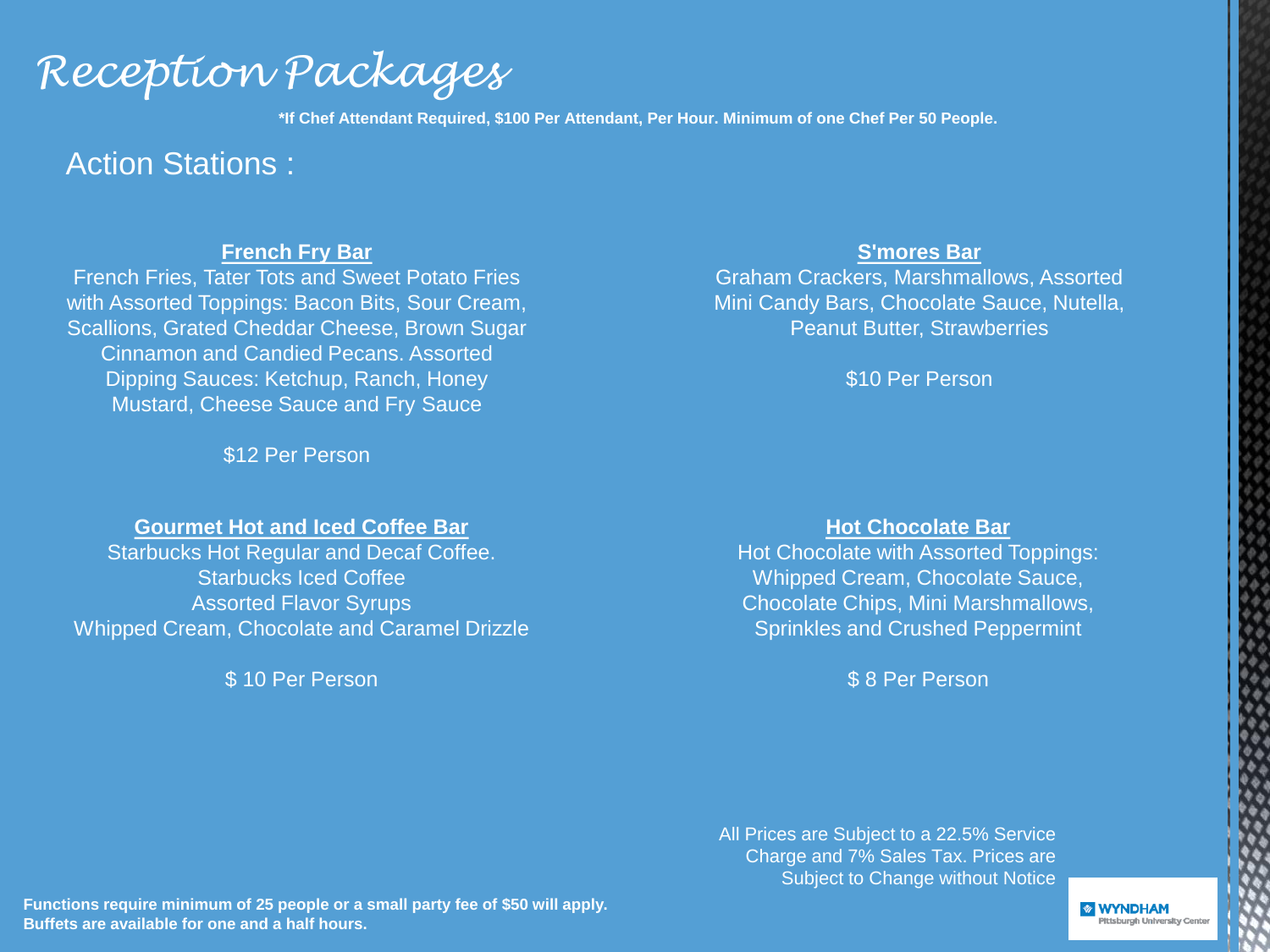# Reception Packages

**\*If Chef Attendant Required, $100 Per Attendant, Per Hour. Minimum of one Chef Per 50 People.**

## Action Stations :

### French Fry Bar

French Fries, Tater Tots and Sweet Potato Fries with Assorted Toppings: Bacon Bits, Sour Cream, Scallions, Grated Cheddar Cheese, Brown Sugar Cinnamon and Candied Pecans. Assorted Dipping Sauces: Ketchup, Ranch, Honey Mustard, Cheese Sauce and Fry Sauce

$12 Per Person

### S'mores Bar

Graham Crackers, Marshmallows, Assorted Mini Candy Bars, Chocolate Sauce, Nutella, Peanut Butter, Strawberries

$10 Per Person

### Gourmet Hot and Iced Coffee Bar

Starbucks Hot Regular and Decaf Coffee.
Starbucks Iced Coffee
Assorted Flavor Syrups
Whipped Cream, Chocolate and Caramel Drizzle

$ 10 Per Person

### Hot Chocolate Bar

Hot Chocolate with Assorted Toppings: Whipped Cream, Chocolate Sauce, Chocolate Chips, Mini Marshmallows, Sprinkles and Crushed Peppermint

$ 8 Per Person

All Prices are Subject to a 22.5% Service Charge and 7% Sales Tax. Prices are Subject to Change without Notice

**Functions require minimum of 25 people or a small party fee of $50 will apply.**
**Buffets are available for one and a half hours.**

WYNDHAM Pittsburgh University Center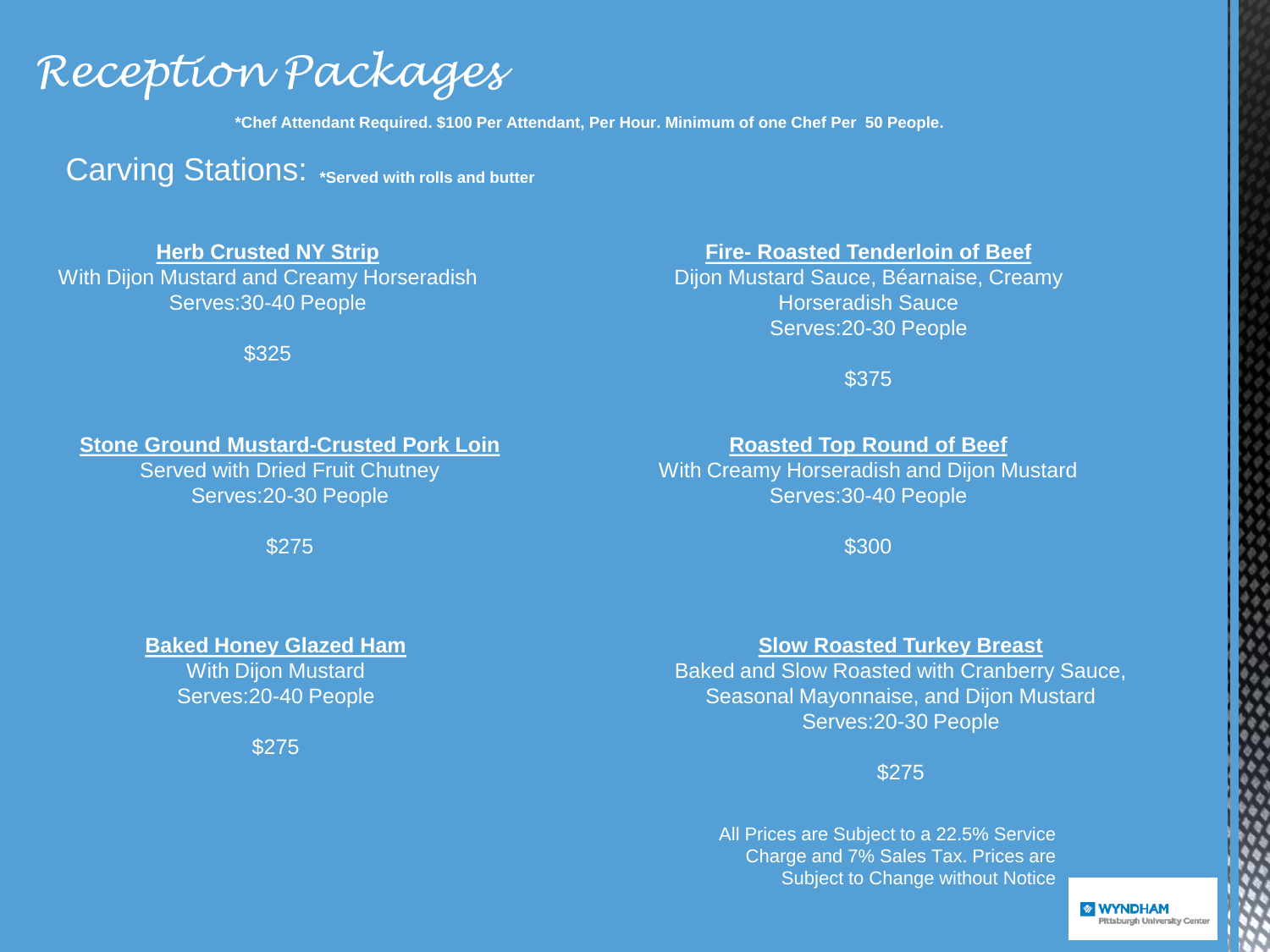# Reception Packages

**\*Chef Attendant Required. $100 Per Attendant, Per Hour. Minimum of one Chef Per 50 People.**

## Carving Stations: **\*Served with rolls and butter**

**Herb Crusted NY Strip**
With Dijon Mustard and Creamy Horseradish
Serves:30-40 People

$325

**Fire- Roasted Tenderloin of Beef**
Dijon Mustard Sauce, Béarnaise, Creamy Horseradish Sauce
Serves:20-30 People

$375

**Stone Ground Mustard-Crusted Pork Loin**
Served with Dried Fruit Chutney
Serves:20-30 People

$275

**Roasted Top Round of Beef**
With Creamy Horseradish and Dijon Mustard
Serves:30-40 People

$300

**Baked Honey Glazed Ham**
With Dijon Mustard
Serves:20-40 People

$275

**Slow Roasted Turkey Breast**
Baked and Slow Roasted with Cranberry Sauce, Seasonal Mayonnaise, and Dijon Mustard
Serves:20-30 People

$275

All Prices are Subject to a 22.5% Service Charge and 7% Sales Tax. Prices are Subject to Change without Notice

WYNDHAM Pittsburgh University Center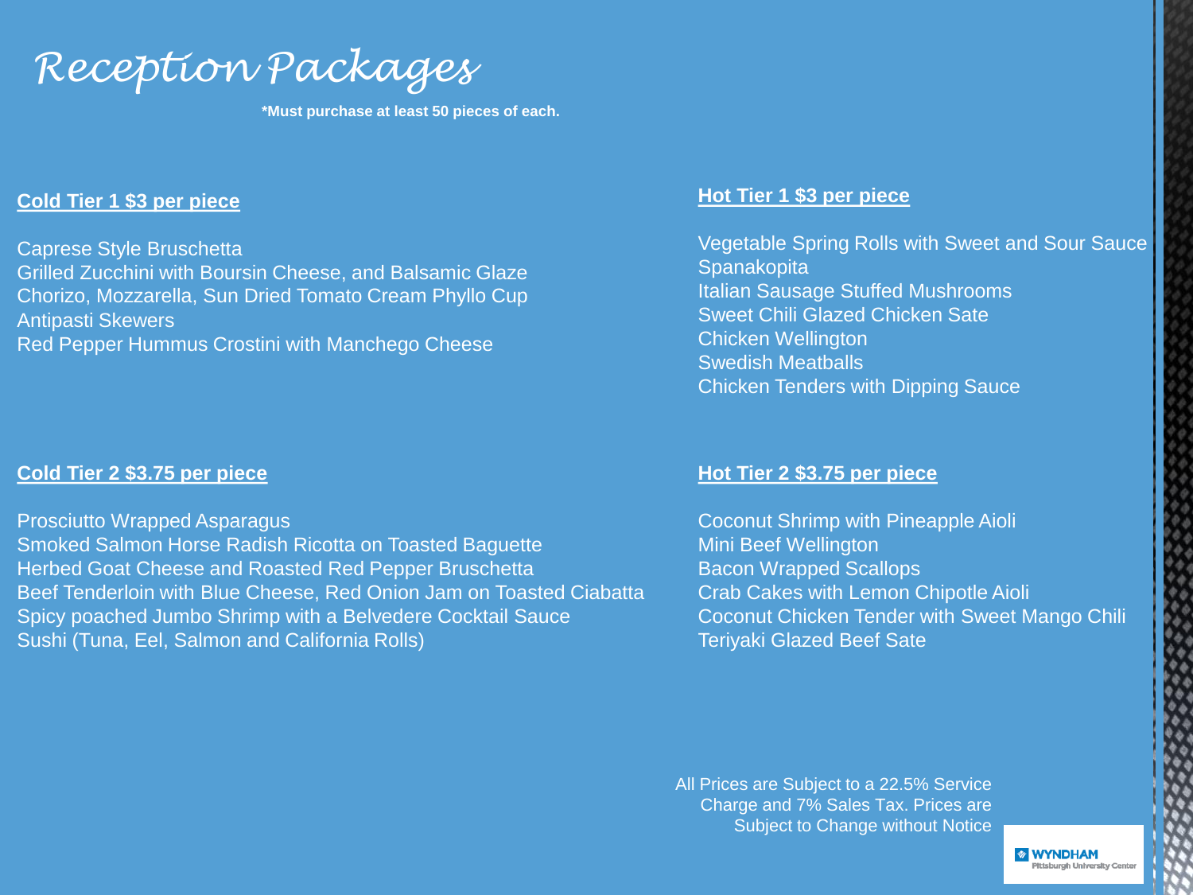# Reception Packages

**\*Must purchase at least 50 pieces of each.**

**Cold Tier 1 $3 per piece**

Caprese Style Bruschetta
Grilled Zucchini with Boursin Cheese, and Balsamic Glaze
Chorizo, Mozzarella, Sun Dried Tomato Cream Phyllo Cup
Antipasti Skewers
Red Pepper Hummus Crostini with Manchego Cheese

**Cold Tier 2 $3.75 per piece**

Prosciutto Wrapped Asparagus
Smoked Salmon Horse Radish Ricotta on Toasted Baguette
Herbed Goat Cheese and Roasted Red Pepper Bruschetta
Beef Tenderloin with Blue Cheese, Red Onion Jam on Toasted Ciabatta
Spicy poached Jumbo Shrimp with a Belvedere Cocktail Sauce
Sushi (Tuna, Eel, Salmon and California Rolls)

**Hot Tier 1 $3 per piece**

Vegetable Spring Rolls with Sweet and Sour Sauce
Spanakopita
Italian Sausage Stuffed Mushrooms
Sweet Chili Glazed Chicken Sate
Chicken Wellington
Swedish Meatballs
Chicken Tenders with Dipping Sauce

**Hot Tier 2 $3.75 per piece**

Coconut Shrimp with Pineapple Aioli
Mini Beef Wellington
Bacon Wrapped Scallops
Crab Cakes with Lemon Chipotle Aioli
Coconut Chicken Tender with Sweet Mango Chili
Teriyaki Glazed Beef Sate

All Prices are Subject to a 22.5% Service Charge and 7% Sales Tax. Prices are Subject to Change without Notice

WYNDHAM Pittsburgh University Center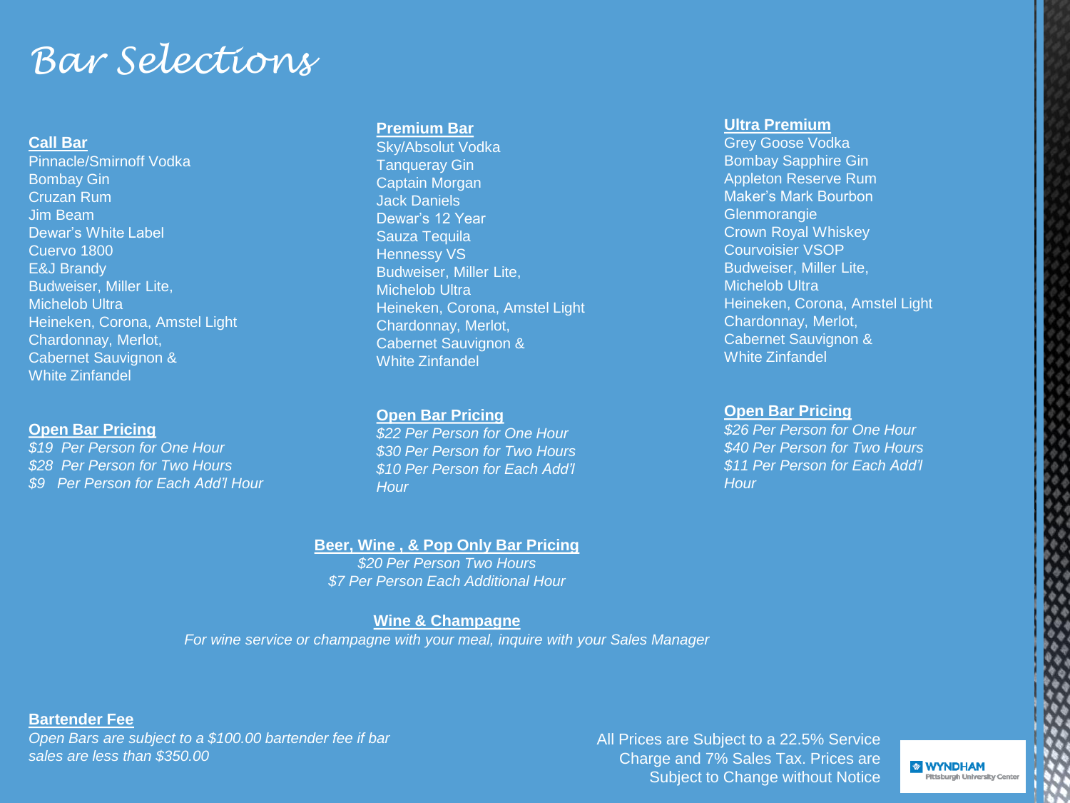# Bar Selections

## Call Bar

Pinnacle/Smirnoff Vodka
Bombay Gin
Cruzan Rum
Jim Beam
Dewar's White Label
Cuervo 1800
E&J Brandy
Budweiser, Miller Lite,
Michelob Ultra
Heineken, Corona, Amstel Light
Chardonnay, Merlot,
Cabernet Sauvignon &
White Zinfandel

**Open Bar Pricing**

*$19 Per Person for One Hour*
*$28 Per Person for Two Hours*
*$9 Per Person for Each Add'l Hour*

## Premium Bar

Sky/Absolut Vodka
Tanqueray Gin
Captain Morgan
Jack Daniels
Dewar's 12 Year
Sauza Tequila
Hennessy VS
Budweiser, Miller Lite,
Michelob Ultra
Heineken, Corona, Amstel Light
Chardonnay, Merlot,
Cabernet Sauvignon &
White Zinfandel

**Open Bar Pricing**

*$22 Per Person for One Hour*
*$30 Per Person for Two Hours*
*$10 Per Person for Each Add'l Hour*

## Ultra Premium

Grey Goose Vodka
Bombay Sapphire Gin
Appleton Reserve Rum
Maker's Mark Bourbon
Glenmorangie
Crown Royal Whiskey
Courvoisier VSOP
Budweiser, Miller Lite,
Michelob Ultra
Heineken, Corona, Amstel Light
Chardonnay, Merlot,
Cabernet Sauvignon &
White Zinfandel

**Open Bar Pricing**

*$26 Per Person for One Hour*
*$40 Per Person for Two Hours*
*$11 Per Person for Each Add'l Hour*

## Beer, Wine , & Pop Only Bar Pricing

*$20 Per Person Two Hours*
*$7 Per Person Each Additional Hour*

## Wine & Champagne

*For wine service or champagne with your meal, inquire with your Sales Manager*

## Bartender Fee

*Open Bars are subject to a $100.00 bartender fee if bar sales are less than $350.00*

All Prices are Subject to a 22.5% Service Charge and 7% Sales Tax. Prices are Subject to Change without Notice

WYNDHAM Pittsburgh University Center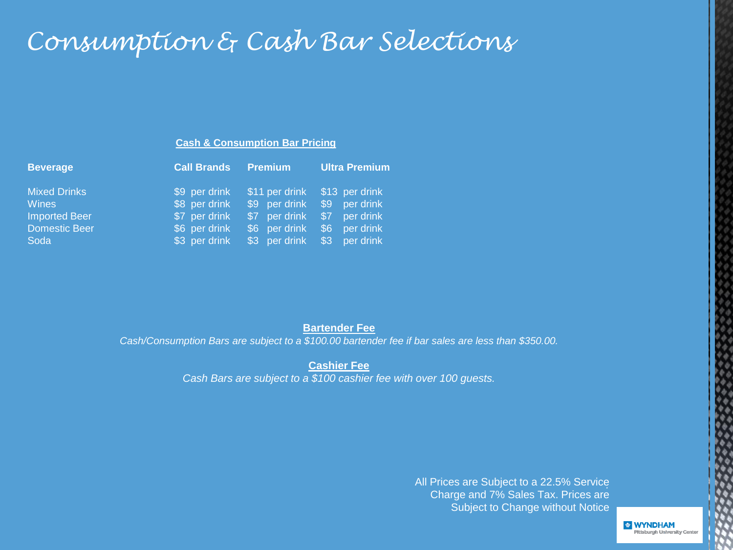# Consumption & Cash Bar Selections

**Cash & Consumption Bar Pricing**

| Beverage | Call Brands | Premium | Ultra Premium |
|---|---|---|---|
| Mixed Drinks | $9 per drink | $11 per drink | $13 per drink |
| Wines | $8 per drink | $9 per drink | $9 per drink |
| Imported Beer | $7 per drink | $7 per drink | $7 per drink |
| Domestic Beer | $6 per drink | $6 per drink | $6 per drink |
| Soda | $3 per drink | $3 per drink | $3 per drink |

**Bartender Fee**

*Cash/Consumption Bars are subject to a $100.00 bartender fee if bar sales are less than $350.00.*

**Cashier Fee**

*Cash Bars are subject to a $100 cashier fee with over 100 guests.*

All Prices are Subject to a 22.5% Service Charge and 7% Sales Tax. Prices are Subject to Change without Notice

WYNDHAM Pittsburgh University Center